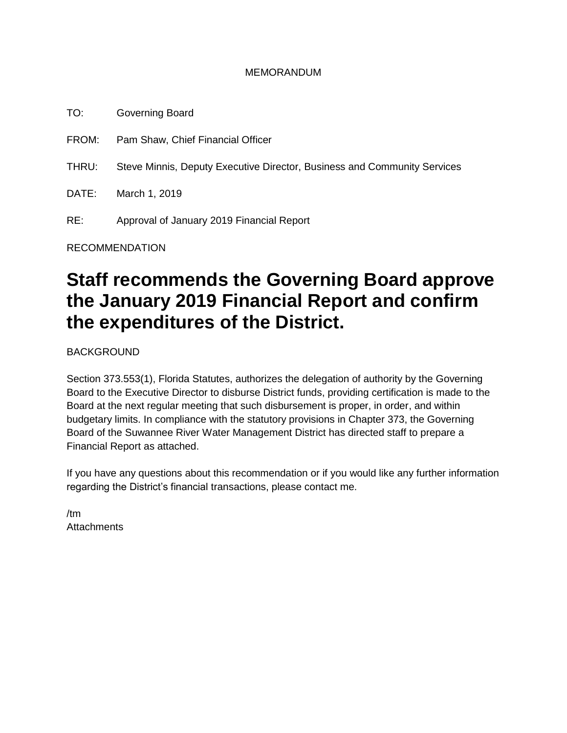MEMORANDUM

TO: Governing Board

FROM: Pam Shaw, Chief Financial Officer

THRU: Steve Minnis, Deputy Executive Director, Business and Community Services

DATE: March 1, 2019

RE: Approval of January 2019 Financial Report

RECOMMENDATION

# Staff recommends the Governing Board approve the January 2019 Financial Report and confirm the expenditures of the District.

BACKGROUND

Section 373.553(1), Florida Statutes, authorizes the delegation of authority by the Governing Board to the Executive Director to disburse District funds, providing certification is made to the Board at the next regular meeting that such disbursement is proper, in order, and within budgetary limits. In compliance with the statutory provisions in Chapter 373, the Governing Board of the Suwannee River Water Management District has directed staff to prepare a Financial Report as attached.

If you have any questions about this recommendation or if you would like any further information regarding the District's financial transactions, please contact me.

/tm
Attachments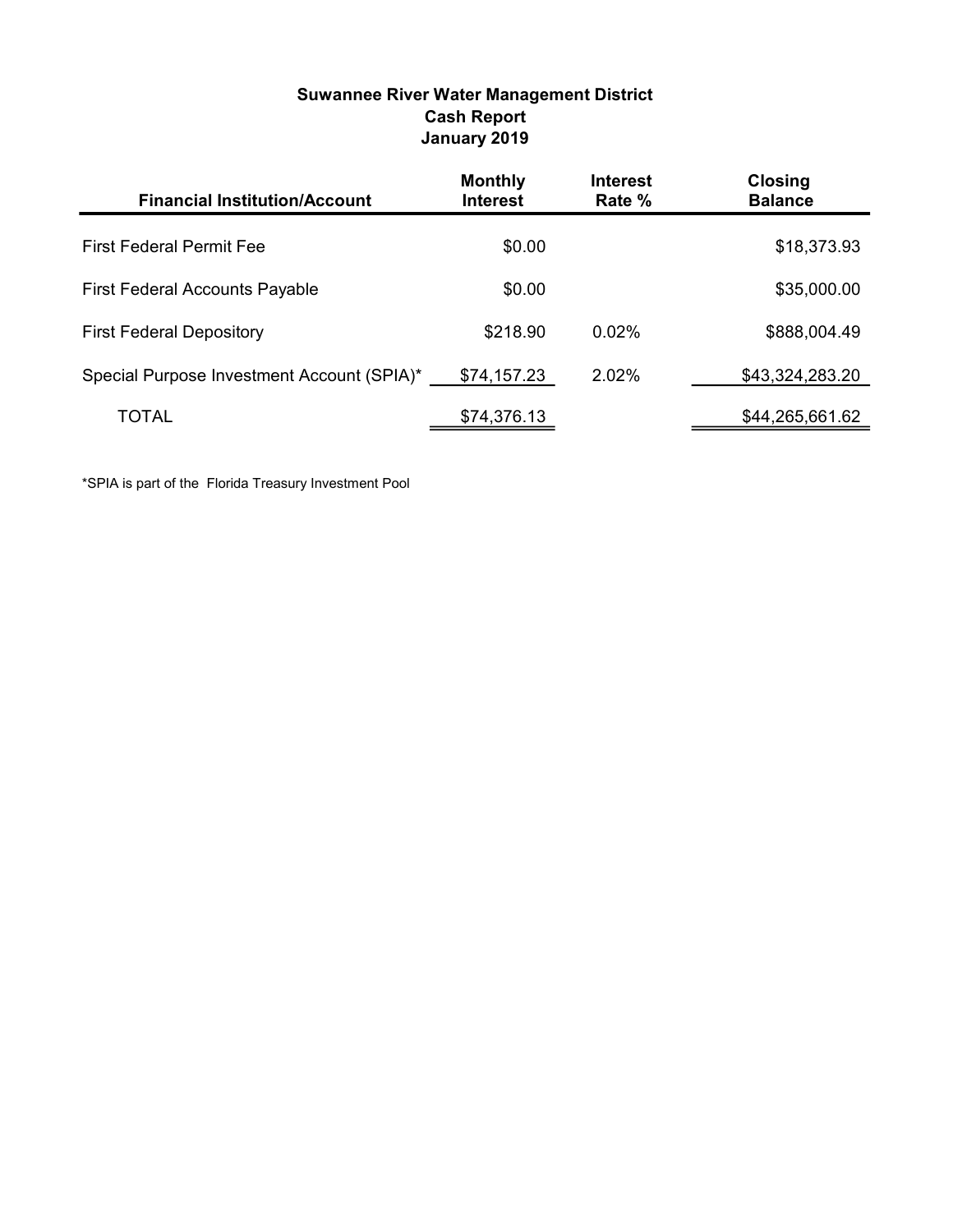## Suwannee River Water Management District
## Cash Report
## January 2019

| Financial Institution/Account | Monthly Interest | Interest Rate % | Closing Balance |
|---|---|---|---|
| First Federal Permit Fee | $0.00 | | $18,373.93 |
| First Federal Accounts Payable | $0.00 | | $35,000.00 |
| First Federal Depository | $218.90 | 0.02% | $888,004.49 |
| Special Purpose Investment Account (SPIA)* | $74,157.23 | 2.02% | $43,324,283.20 |
| TOTAL | $74,376.13 | | $44,265,661.62 |

*SPIA is part of the Florida Treasury Investment Pool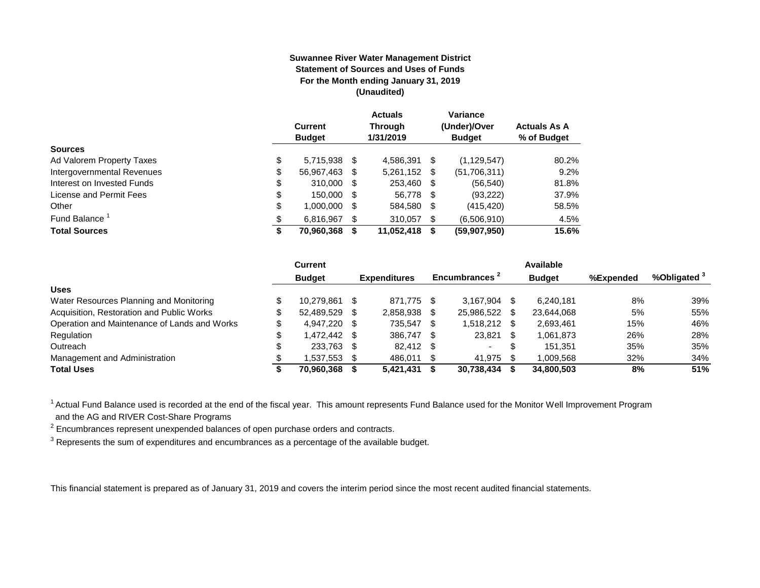**Suwannee River Water Management District**
**Statement of Sources and Uses of Funds**
**For the Month ending January 31, 2019**
**(Unaudited)**

| | Current Budget | Actuals Through 1/31/2019 | Variance (Under)/Over Budget | Actuals As A % of Budget |
|---|---|---|---|---|
| **Sources** | | | | |
| Ad Valorem Property Taxes | $ 5,715,938 | $ 4,586,391 | $ (1,129,547) | 80.2% |
| Intergovernmental Revenues | $ 56,967,463 | $ 5,261,152 | $ (51,706,311) | 9.2% |
| Interest on Invested Funds | $ 310,000 | $ 253,460 | $ (56,540) | 81.8% |
| License and Permit Fees | $ 150,000 | $ 56,778 | $ (93,222) | 37.9% |
| Other | $ 1,000,000 | $ 584,580 | $ (415,420) | 58.5% |
| Fund Balance [1] | $ 6,816,967 | $ 310,057 | $ (6,506,910) | 4.5% |
| **Total Sources** | **$ 70,960,368** | **$ 11,052,418** | **$ (59,907,950)** | **15.6%** |

| | Current Budget | Expenditures | Encumbrances [2] | Available Budget | %Expended | %Obligated [3] |
|---|---|---|---|---|---|---|
| **Uses** | | | | | | |
| Water Resources Planning and Monitoring | $ 10,279,861 | $ 871,775 | $ 3,167,904 | $ 6,240,181 | 8% | 39% |
| Acquisition, Restoration and Public Works | $ 52,489,529 | $ 2,858,938 | $ 25,986,522 | $ 23,644,068 | 5% | 55% |
| Operation and Maintenance of Lands and Works | $ 4,947,220 | $ 735,547 | $ 1,518,212 | $ 2,693,461 | 15% | 46% |
| Regulation | $ 1,472,442 | $ 386,747 | $ 23,821 | $ 1,061,873 | 26% | 28% |
| Outreach | $ 233,763 | $ 82,412 | $ - | $ 151,351 | 35% | 35% |
| Management and Administration | $ 1,537,553 | $ 486,011 | $ 41,975 | $ 1,009,568 | 32% | 34% |
| **Total Uses** | **$ 70,960,368** | **$ 5,421,431** | **$ 30,738,434** | **$ 34,800,503** | **8%** | **51%** |

[1] Actual Fund Balance used is recorded at the end of the fiscal year. This amount represents Fund Balance used for the Monitor Well Improvement Program and the AG and RIVER Cost-Share Programs

[2] Encumbrances represent unexpended balances of open purchase orders and contracts.

[3] Represents the sum of expenditures and encumbrances as a percentage of the available budget.

This financial statement is prepared as of January 31, 2019 and covers the interim period since the most recent audited financial statements.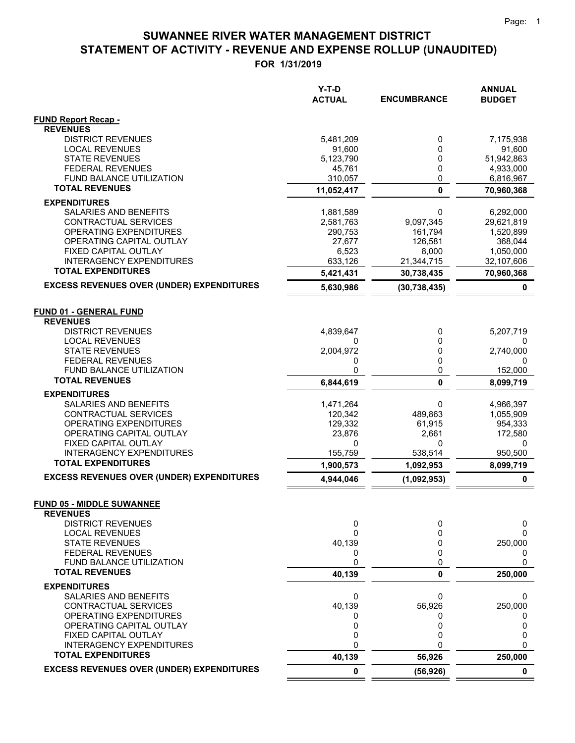# SUWANNEE RIVER WATER MANAGEMENT DISTRICT

## STATEMENT OF ACTIVITY - REVENUE AND EXPENSE ROLLUP (UNAUDITED)

**FOR 1/31/2019**

| | Y-T-D ACTUAL | ENCUMBRANCE | ANNUAL BUDGET |
|---|---|---|---|
| **FUND Report Recap -** | | | |
| **REVENUES** | | | |
| DISTRICT REVENUES | 5,481,209 | 0 | 7,175,938 |
| LOCAL REVENUES | 91,600 | 0 | 91,600 |
| STATE REVENUES | 5,123,790 | 0 | 51,942,863 |
| FEDERAL REVENUES | 45,761 | 0 | 4,933,000 |
| FUND BALANCE UTILIZATION | 310,057 | 0 | 6,816,967 |
| **TOTAL REVENUES** | **11,052,417** | **0** | **70,960,368** |
| **EXPENDITURES** | | | |
| SALARIES AND BENEFITS | 1,881,589 | 0 | 6,292,000 |
| CONTRACTUAL SERVICES | 2,581,763 | 9,097,345 | 29,621,819 |
| OPERATING EXPENDITURES | 290,753 | 161,794 | 1,520,899 |
| OPERATING CAPITAL OUTLAY | 27,677 | 126,581 | 368,044 |
| FIXED CAPITAL OUTLAY | 6,523 | 8,000 | 1,050,000 |
| INTERAGENCY EXPENDITURES | 633,126 | 21,344,715 | 32,107,606 |
| **TOTAL EXPENDITURES** | **5,421,431** | **30,738,435** | **70,960,368** |
| **EXCESS REVENUES OVER (UNDER) EXPENDITURES** | **5,630,986** | **(30,738,435)** | **0** |
| | | | |
| **FUND 01 - GENERAL FUND** | | | |
| **REVENUES** | | | |
| DISTRICT REVENUES | 4,839,647 | 0 | 5,207,719 |
| LOCAL REVENUES | 0 | 0 | 0 |
| STATE REVENUES | 2,004,972 | 0 | 2,740,000 |
| FEDERAL REVENUES | 0 | 0 | 0 |
| FUND BALANCE UTILIZATION | 0 | 0 | 152,000 |
| **TOTAL REVENUES** | **6,844,619** | **0** | **8,099,719** |
| **EXPENDITURES** | | | |
| SALARIES AND BENEFITS | 1,471,264 | 0 | 4,966,397 |
| CONTRACTUAL SERVICES | 120,342 | 489,863 | 1,055,909 |
| OPERATING EXPENDITURES | 129,332 | 61,915 | 954,333 |
| OPERATING CAPITAL OUTLAY | 23,876 | 2,661 | 172,580 |
| FIXED CAPITAL OUTLAY | 0 | 0 | 0 |
| INTERAGENCY EXPENDITURES | 155,759 | 538,514 | 950,500 |
| **TOTAL EXPENDITURES** | **1,900,573** | **1,092,953** | **8,099,719** |
| **EXCESS REVENUES OVER (UNDER) EXPENDITURES** | **4,944,046** | **(1,092,953)** | **0** |
| | | | |
| **FUND 05 - MIDDLE SUWANNEE** | | | |
| **REVENUES** | | | |
| DISTRICT REVENUES | 0 | 0 | 0 |
| LOCAL REVENUES | 0 | 0 | 0 |
| STATE REVENUES | 40,139 | 0 | 250,000 |
| FEDERAL REVENUES | 0 | 0 | 0 |
| FUND BALANCE UTILIZATION | 0 | 0 | 0 |
| **TOTAL REVENUES** | **40,139** | **0** | **250,000** |
| **EXPENDITURES** | | | |
| SALARIES AND BENEFITS | 0 | 0 | 0 |
| CONTRACTUAL SERVICES | 40,139 | 56,926 | 250,000 |
| OPERATING EXPENDITURES | 0 | 0 | 0 |
| OPERATING CAPITAL OUTLAY | 0 | 0 | 0 |
| FIXED CAPITAL OUTLAY | 0 | 0 | 0 |
| INTERAGENCY EXPENDITURES | 0 | 0 | 0 |
| **TOTAL EXPENDITURES** | **40,139** | **56,926** | **250,000** |
| **EXCESS REVENUES OVER (UNDER) EXPENDITURES** | **0** | **(56,926)** | **0** |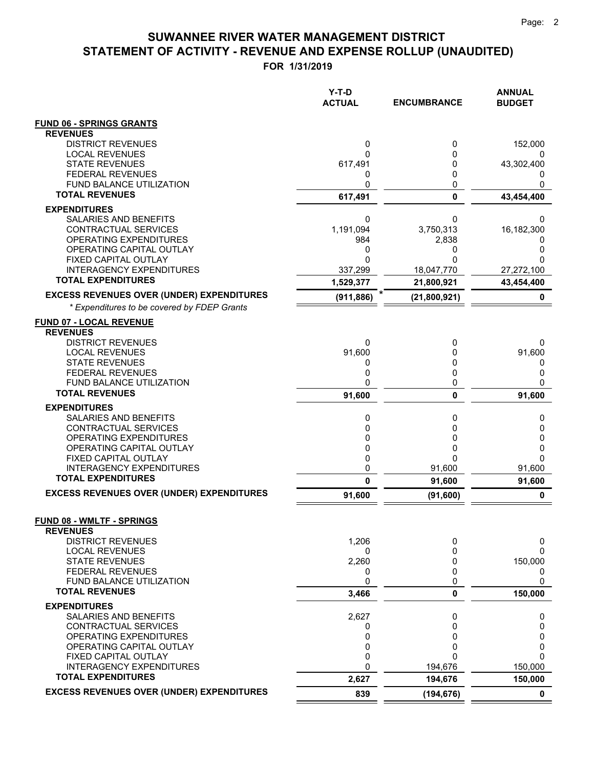# SUWANNEE RIVER WATER MANAGEMENT DISTRICT
## STATEMENT OF ACTIVITY - REVENUE AND EXPENSE ROLLUP (UNAUDITED)
### FOR 1/31/2019

| | Y-T-D ACTUAL | ENCUMBRANCE | ANNUAL BUDGET |
|---|---|---|---|
| **FUND 06 - SPRINGS GRANTS** | | | |
| **REVENUES** | | | |
| DISTRICT REVENUES | 0 | 0 | 152,000 |
| LOCAL REVENUES | 0 | 0 | 0 |
| STATE REVENUES | 617,491 | 0 | 43,302,400 |
| FEDERAL REVENUES | 0 | 0 | 0 |
| FUND BALANCE UTILIZATION | 0 | 0 | 0 |
| **TOTAL REVENUES** | **617,491** | **0** | **43,454,400** |
| **EXPENDITURES** | | | |
| SALARIES AND BENEFITS | 0 | 0 | 0 |
| CONTRACTUAL SERVICES | 1,191,094 | 3,750,313 | 16,182,300 |
| OPERATING EXPENDITURES | 984 | 2,838 | 0 |
| OPERATING CAPITAL OUTLAY | 0 | 0 | 0 |
| FIXED CAPITAL OUTLAY | 0 | 0 | 0 |
| INTERAGENCY EXPENDITURES | 337,299 | 18,047,770 | 27,272,100 |
| **TOTAL EXPENDITURES** | **1,529,377** | **21,800,921** | **43,454,400** |
| **EXCESS REVENUES OVER (UNDER) EXPENDITURES** | **(911,886)** * | **(21,800,921)** | **0** |
| *\* Expenditures to be covered by FDEP Grants* | | | |
| **FUND 07 - LOCAL REVENUE** | | | |
| **REVENUES** | | | |
| DISTRICT REVENUES | 0 | 0 | 0 |
| LOCAL REVENUES | 91,600 | 0 | 91,600 |
| STATE REVENUES | 0 | 0 | 0 |
| FEDERAL REVENUES | 0 | 0 | 0 |
| FUND BALANCE UTILIZATION | 0 | 0 | 0 |
| **TOTAL REVENUES** | **91,600** | **0** | **91,600** |
| **EXPENDITURES** | | | |
| SALARIES AND BENEFITS | 0 | 0 | 0 |
| CONTRACTUAL SERVICES | 0 | 0 | 0 |
| OPERATING EXPENDITURES | 0 | 0 | 0 |
| OPERATING CAPITAL OUTLAY | 0 | 0 | 0 |
| FIXED CAPITAL OUTLAY | 0 | 0 | 0 |
| INTERAGENCY EXPENDITURES | 0 | 91,600 | 91,600 |
| **TOTAL EXPENDITURES** | **0** | **91,600** | **91,600** |
| **EXCESS REVENUES OVER (UNDER) EXPENDITURES** | **91,600** | **(91,600)** | **0** |
| **FUND 08 - WMLTF - SPRINGS** | | | |
| **REVENUES** | | | |
| DISTRICT REVENUES | 1,206 | 0 | 0 |
| LOCAL REVENUES | 0 | 0 | 0 |
| STATE REVENUES | 2,260 | 0 | 150,000 |
| FEDERAL REVENUES | 0 | 0 | 0 |
| FUND BALANCE UTILIZATION | 0 | 0 | 0 |
| **TOTAL REVENUES** | **3,466** | **0** | **150,000** |
| **EXPENDITURES** | | | |
| SALARIES AND BENEFITS | 2,627 | 0 | 0 |
| CONTRACTUAL SERVICES | 0 | 0 | 0 |
| OPERATING EXPENDITURES | 0 | 0 | 0 |
| OPERATING CAPITAL OUTLAY | 0 | 0 | 0 |
| FIXED CAPITAL OUTLAY | 0 | 0 | 0 |
| INTERAGENCY EXPENDITURES | 0 | 194,676 | 150,000 |
| **TOTAL EXPENDITURES** | **2,627** | **194,676** | **150,000** |
| **EXCESS REVENUES OVER (UNDER) EXPENDITURES** | **839** | **(194,676)** | **0** |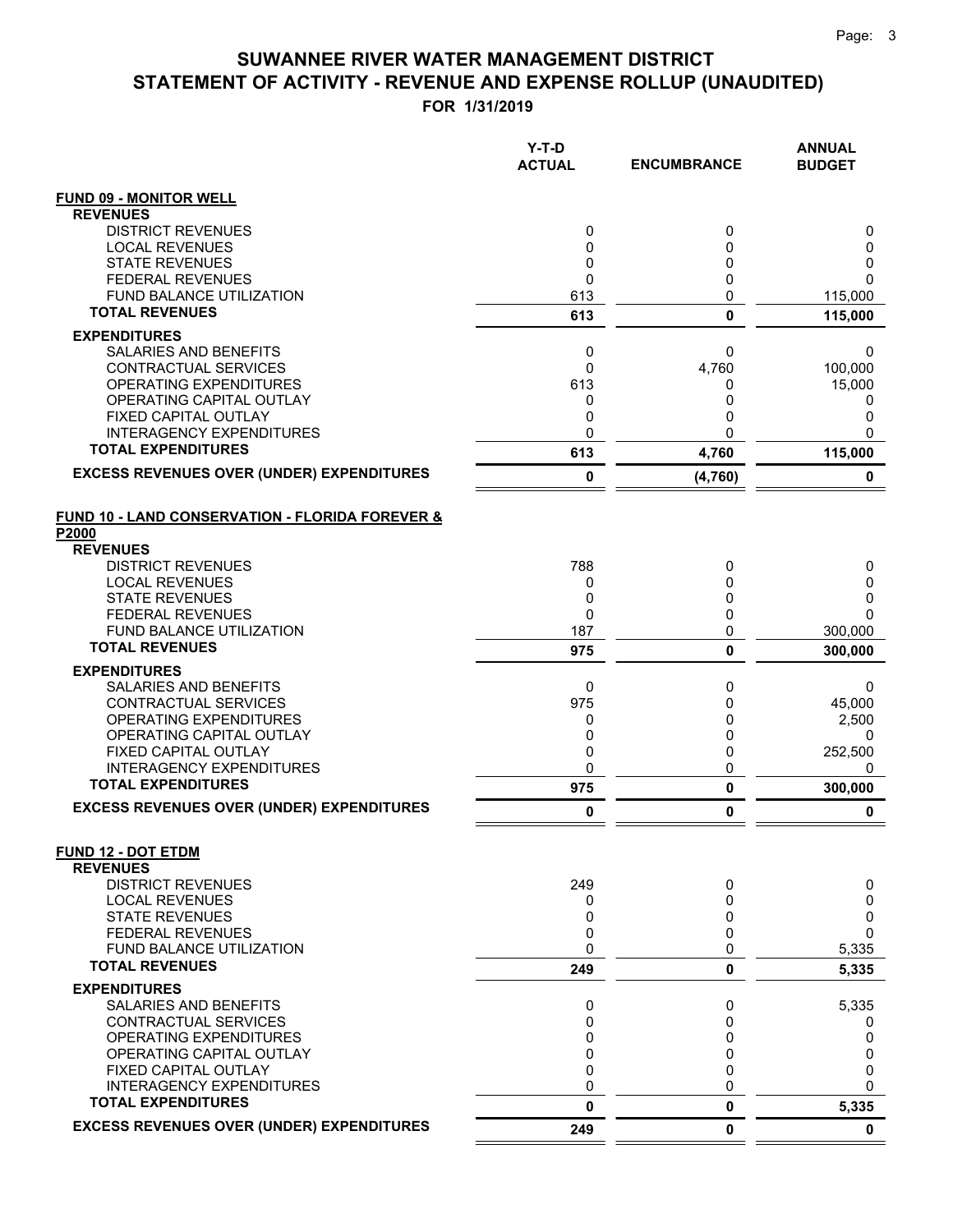# SUWANNEE RIVER WATER MANAGEMENT DISTRICT
# STATEMENT OF ACTIVITY - REVENUE AND EXPENSE ROLLUP (UNAUDITED)

**FOR 1/31/2019**

| | Y-T-D ACTUAL | ENCUMBRANCE | ANNUAL BUDGET |
|---|---|---|---|
| **FUND 09 - MONITOR WELL** | | | |
| **REVENUES** | | | |
| DISTRICT REVENUES | 0 | 0 | 0 |
| LOCAL REVENUES | 0 | 0 | 0 |
| STATE REVENUES | 0 | 0 | 0 |
| FEDERAL REVENUES | 0 | 0 | 0 |
| FUND BALANCE UTILIZATION | 613 | 0 | 115,000 |
| **TOTAL REVENUES** | **613** | **0** | **115,000** |
| **EXPENDITURES** | | | |
| SALARIES AND BENEFITS | 0 | 0 | 0 |
| CONTRACTUAL SERVICES | 0 | 4,760 | 100,000 |
| OPERATING EXPENDITURES | 613 | 0 | 15,000 |
| OPERATING CAPITAL OUTLAY | 0 | 0 | 0 |
| FIXED CAPITAL OUTLAY | 0 | 0 | 0 |
| INTERAGENCY EXPENDITURES | 0 | 0 | 0 |
| **TOTAL EXPENDITURES** | **613** | **4,760** | **115,000** |
| **EXCESS REVENUES OVER (UNDER) EXPENDITURES** | **0** | **(4,760)** | **0** |
| **FUND 10 - LAND CONSERVATION - FLORIDA FOREVER & P2000** | | | |
| **REVENUES** | | | |
| DISTRICT REVENUES | 788 | 0 | 0 |
| LOCAL REVENUES | 0 | 0 | 0 |
| STATE REVENUES | 0 | 0 | 0 |
| FEDERAL REVENUES | 0 | 0 | 0 |
| FUND BALANCE UTILIZATION | 187 | 0 | 300,000 |
| **TOTAL REVENUES** | **975** | **0** | **300,000** |
| **EXPENDITURES** | | | |
| SALARIES AND BENEFITS | 0 | 0 | 0 |
| CONTRACTUAL SERVICES | 975 | 0 | 45,000 |
| OPERATING EXPENDITURES | 0 | 0 | 2,500 |
| OPERATING CAPITAL OUTLAY | 0 | 0 | 0 |
| FIXED CAPITAL OUTLAY | 0 | 0 | 252,500 |
| INTERAGENCY EXPENDITURES | 0 | 0 | 0 |
| **TOTAL EXPENDITURES** | **975** | **0** | **300,000** |
| **EXCESS REVENUES OVER (UNDER) EXPENDITURES** | **0** | **0** | **0** |
| **FUND 12 - DOT ETDM** | | | |
| **REVENUES** | | | |
| DISTRICT REVENUES | 249 | 0 | 0 |
| LOCAL REVENUES | 0 | 0 | 0 |
| STATE REVENUES | 0 | 0 | 0 |
| FEDERAL REVENUES | 0 | 0 | 0 |
| FUND BALANCE UTILIZATION | 0 | 0 | 5,335 |
| **TOTAL REVENUES** | **249** | **0** | **5,335** |
| **EXPENDITURES** | | | |
| SALARIES AND BENEFITS | 0 | 0 | 5,335 |
| CONTRACTUAL SERVICES | 0 | 0 | 0 |
| OPERATING EXPENDITURES | 0 | 0 | 0 |
| OPERATING CAPITAL OUTLAY | 0 | 0 | 0 |
| FIXED CAPITAL OUTLAY | 0 | 0 | 0 |
| INTERAGENCY EXPENDITURES | 0 | 0 | 0 |
| **TOTAL EXPENDITURES** | **0** | **0** | **5,335** |
| **EXCESS REVENUES OVER (UNDER) EXPENDITURES** | **249** | **0** | **0** |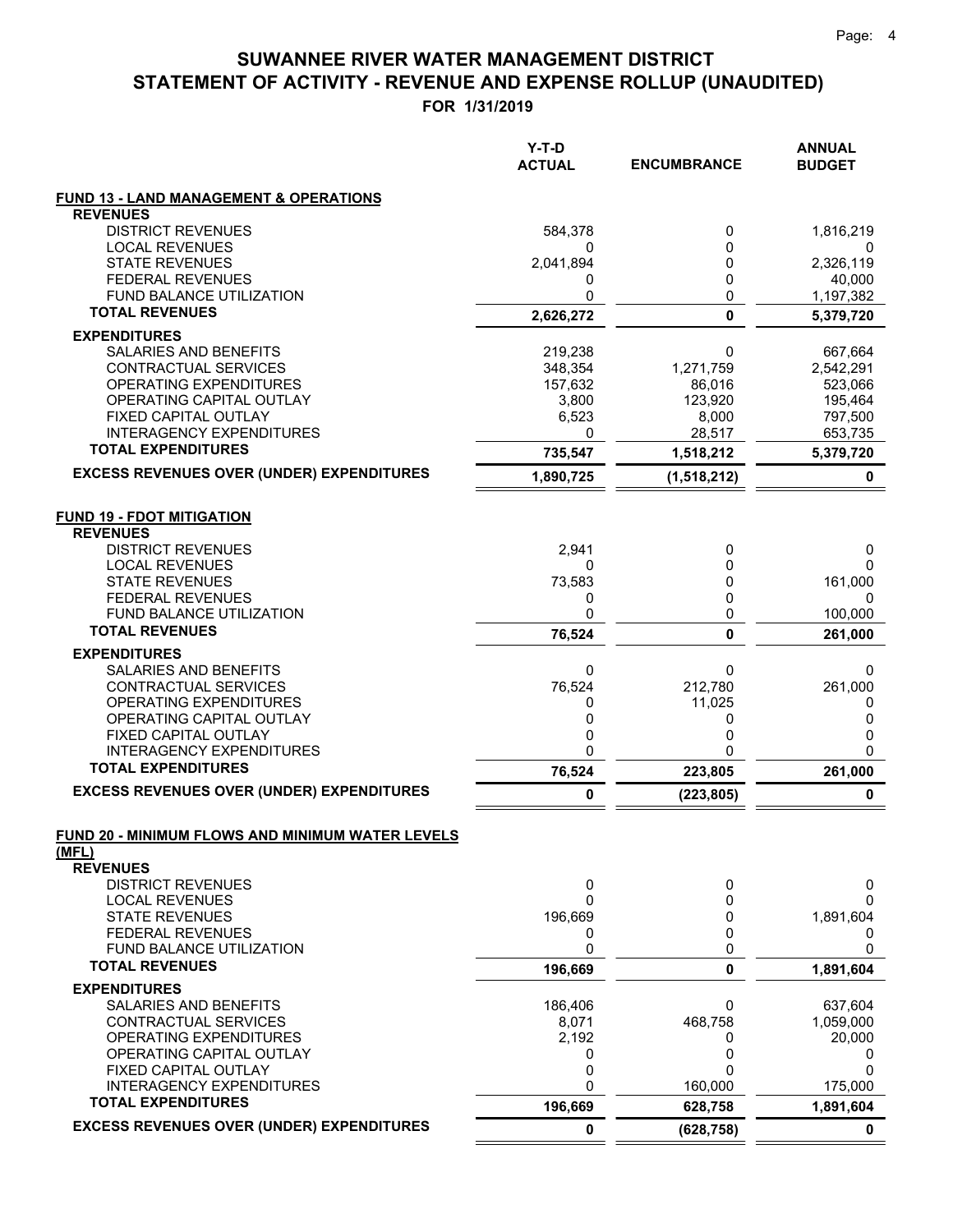# SUWANNEE RIVER WATER MANAGEMENT DISTRICT
# STATEMENT OF ACTIVITY - REVENUE AND EXPENSE ROLLUP (UNAUDITED)
## FOR 1/31/2019

| | Y-T-D ACTUAL | ENCUMBRANCE | ANNUAL BUDGET |
|---|---|---|---|
| **FUND 13 - LAND MANAGEMENT & OPERATIONS** | | | |
| **REVENUES** | | | |
| DISTRICT REVENUES | 584,378 | 0 | 1,816,219 |
| LOCAL REVENUES | 0 | 0 | 0 |
| STATE REVENUES | 2,041,894 | 0 | 2,326,119 |
| FEDERAL REVENUES | 0 | 0 | 40,000 |
| FUND BALANCE UTILIZATION | 0 | 0 | 1,197,382 |
| **TOTAL REVENUES** | **2,626,272** | **0** | **5,379,720** |
| **EXPENDITURES** | | | |
| SALARIES AND BENEFITS | 219,238 | 0 | 667,664 |
| CONTRACTUAL SERVICES | 348,354 | 1,271,759 | 2,542,291 |
| OPERATING EXPENDITURES | 157,632 | 86,016 | 523,066 |
| OPERATING CAPITAL OUTLAY | 3,800 | 123,920 | 195,464 |
| FIXED CAPITAL OUTLAY | 6,523 | 8,000 | 797,500 |
| INTERAGENCY EXPENDITURES | 0 | 28,517 | 653,735 |
| **TOTAL EXPENDITURES** | **735,547** | **1,518,212** | **5,379,720** |
| **EXCESS REVENUES OVER (UNDER) EXPENDITURES** | **1,890,725** | **(1,518,212)** | **0** |
| | | | |
| **FUND 19 - FDOT MITIGATION** | | | |
| **REVENUES** | | | |
| DISTRICT REVENUES | 2,941 | 0 | 0 |
| LOCAL REVENUES | 0 | 0 | 0 |
| STATE REVENUES | 73,583 | 0 | 161,000 |
| FEDERAL REVENUES | 0 | 0 | 0 |
| FUND BALANCE UTILIZATION | 0 | 0 | 100,000 |
| **TOTAL REVENUES** | **76,524** | **0** | **261,000** |
| **EXPENDITURES** | | | |
| SALARIES AND BENEFITS | 0 | 0 | 0 |
| CONTRACTUAL SERVICES | 76,524 | 212,780 | 261,000 |
| OPERATING EXPENDITURES | 0 | 11,025 | 0 |
| OPERATING CAPITAL OUTLAY | 0 | 0 | 0 |
| FIXED CAPITAL OUTLAY | 0 | 0 | 0 |
| INTERAGENCY EXPENDITURES | 0 | 0 | 0 |
| **TOTAL EXPENDITURES** | **76,524** | **223,805** | **261,000** |
| **EXCESS REVENUES OVER (UNDER) EXPENDITURES** | **0** | **(223,805)** | **0** |
| | | | |
| **FUND 20 - MINIMUM FLOWS AND MINIMUM WATER LEVELS (MFL)** | | | |
| **REVENUES** | | | |
| DISTRICT REVENUES | 0 | 0 | 0 |
| LOCAL REVENUES | 0 | 0 | 0 |
| STATE REVENUES | 196,669 | 0 | 1,891,604 |
| FEDERAL REVENUES | 0 | 0 | 0 |
| FUND BALANCE UTILIZATION | 0 | 0 | 0 |
| **TOTAL REVENUES** | **196,669** | **0** | **1,891,604** |
| **EXPENDITURES** | | | |
| SALARIES AND BENEFITS | 186,406 | 0 | 637,604 |
| CONTRACTUAL SERVICES | 8,071 | 468,758 | 1,059,000 |
| OPERATING EXPENDITURES | 2,192 | 0 | 20,000 |
| OPERATING CAPITAL OUTLAY | 0 | 0 | 0 |
| FIXED CAPITAL OUTLAY | 0 | 0 | 0 |
| INTERAGENCY EXPENDITURES | 0 | 160,000 | 175,000 |
| **TOTAL EXPENDITURES** | **196,669** | **628,758** | **1,891,604** |
| **EXCESS REVENUES OVER (UNDER) EXPENDITURES** | **0** | **(628,758)** | **0** |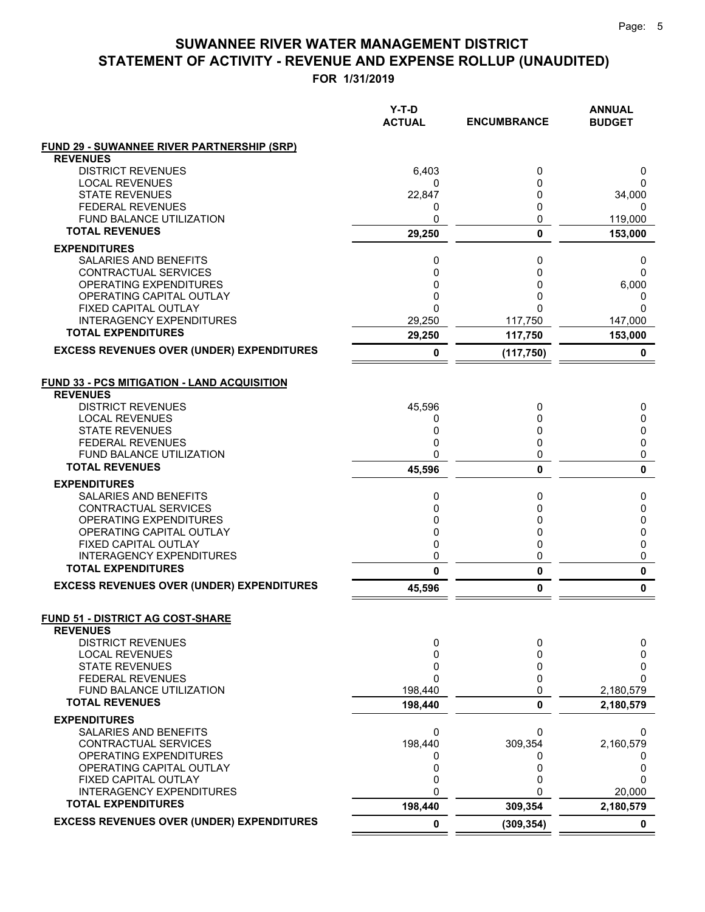# SUWANNEE RIVER WATER MANAGEMENT DISTRICT
## STATEMENT OF ACTIVITY - REVENUE AND EXPENSE ROLLUP (UNAUDITED)
### FOR 1/31/2019

| | Y-T-D ACTUAL | ENCUMBRANCE | ANNUAL BUDGET |
|---|---|---|---|
| **FUND 29 - SUWANNEE RIVER PARTNERSHIP (SRP)** | | | |
| **REVENUES** | | | |
| DISTRICT REVENUES | 6,403 | 0 | 0 |
| LOCAL REVENUES | 0 | 0 | 0 |
| STATE REVENUES | 22,847 | 0 | 34,000 |
| FEDERAL REVENUES | 0 | 0 | 0 |
| FUND BALANCE UTILIZATION | 0 | 0 | 119,000 |
| **TOTAL REVENUES** | **29,250** | **0** | **153,000** |
| **EXPENDITURES** | | | |
| SALARIES AND BENEFITS | 0 | 0 | 0 |
| CONTRACTUAL SERVICES | 0 | 0 | 0 |
| OPERATING EXPENDITURES | 0 | 0 | 6,000 |
| OPERATING CAPITAL OUTLAY | 0 | 0 | 0 |
| FIXED CAPITAL OUTLAY | 0 | 0 | 0 |
| INTERAGENCY EXPENDITURES | 29,250 | 117,750 | 147,000 |
| **TOTAL EXPENDITURES** | **29,250** | **117,750** | **153,000** |
| **EXCESS REVENUES OVER (UNDER) EXPENDITURES** | **0** | **(117,750)** | **0** |
| **FUND 33 - PCS MITIGATION - LAND ACQUISITION** | | | |
| **REVENUES** | | | |
| DISTRICT REVENUES | 45,596 | 0 | 0 |
| LOCAL REVENUES | 0 | 0 | 0 |
| STATE REVENUES | 0 | 0 | 0 |
| FEDERAL REVENUES | 0 | 0 | 0 |
| FUND BALANCE UTILIZATION | 0 | 0 | 0 |
| **TOTAL REVENUES** | **45,596** | **0** | **0** |
| **EXPENDITURES** | | | |
| SALARIES AND BENEFITS | 0 | 0 | 0 |
| CONTRACTUAL SERVICES | 0 | 0 | 0 |
| OPERATING EXPENDITURES | 0 | 0 | 0 |
| OPERATING CAPITAL OUTLAY | 0 | 0 | 0 |
| FIXED CAPITAL OUTLAY | 0 | 0 | 0 |
| INTERAGENCY EXPENDITURES | 0 | 0 | 0 |
| **TOTAL EXPENDITURES** | **0** | **0** | **0** |
| **EXCESS REVENUES OVER (UNDER) EXPENDITURES** | **45,596** | **0** | **0** |
| **FUND 51 - DISTRICT AG COST-SHARE** | | | |
| **REVENUES** | | | |
| DISTRICT REVENUES | 0 | 0 | 0 |
| LOCAL REVENUES | 0 | 0 | 0 |
| STATE REVENUES | 0 | 0 | 0 |
| FEDERAL REVENUES | 0 | 0 | 0 |
| FUND BALANCE UTILIZATION | 198,440 | 0 | 2,180,579 |
| **TOTAL REVENUES** | **198,440** | **0** | **2,180,579** |
| **EXPENDITURES** | | | |
| SALARIES AND BENEFITS | 0 | 0 | 0 |
| CONTRACTUAL SERVICES | 198,440 | 309,354 | 2,160,579 |
| OPERATING EXPENDITURES | 0 | 0 | 0 |
| OPERATING CAPITAL OUTLAY | 0 | 0 | 0 |
| FIXED CAPITAL OUTLAY | 0 | 0 | 0 |
| INTERAGENCY EXPENDITURES | 0 | 0 | 20,000 |
| **TOTAL EXPENDITURES** | **198,440** | **309,354** | **2,180,579** |
| **EXCESS REVENUES OVER (UNDER) EXPENDITURES** | **0** | **(309,354)** | **0** |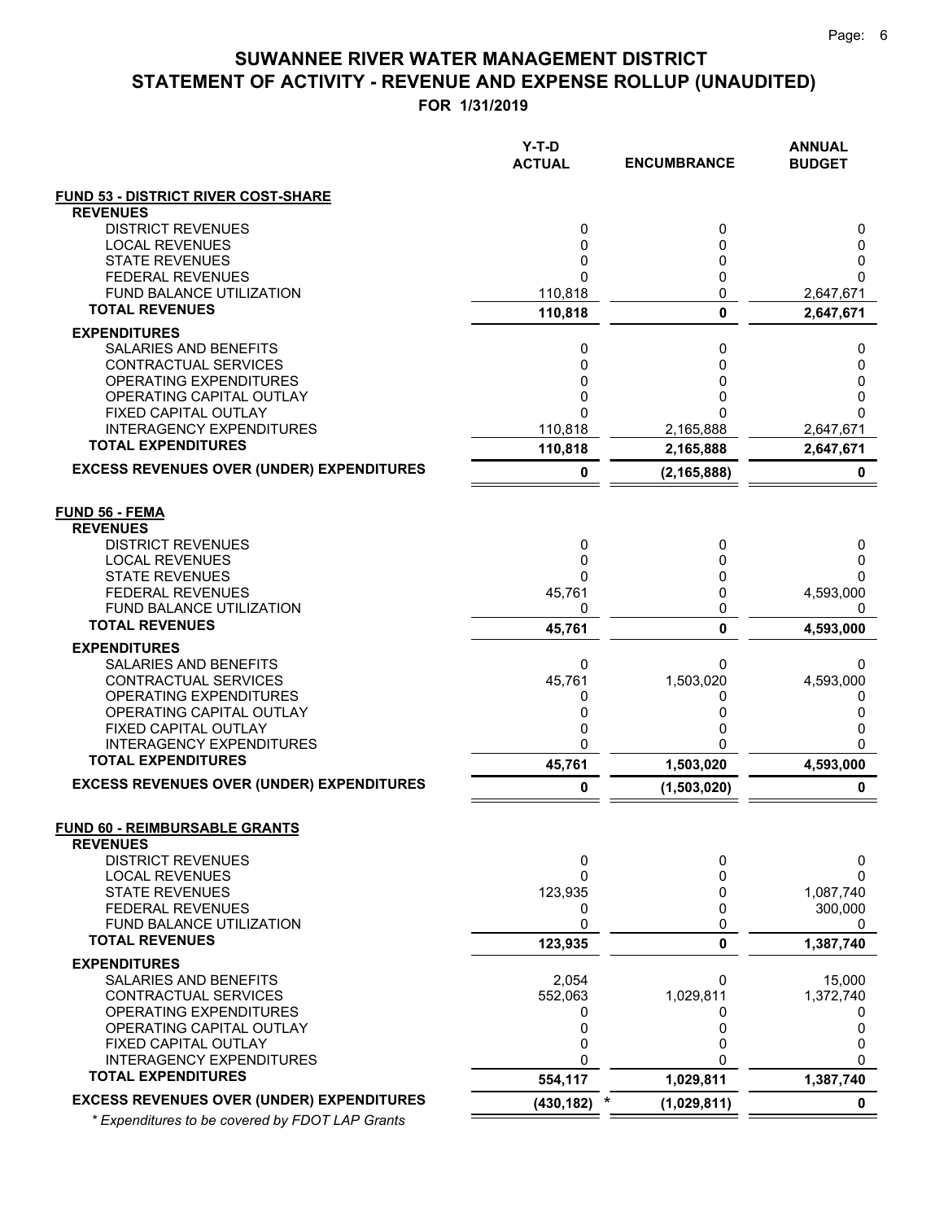# SUWANNEE RIVER WATER MANAGEMENT DISTRICT
# STATEMENT OF ACTIVITY - REVENUE AND EXPENSE ROLLUP (UNAUDITED)

**FOR 1/31/2019**

| | Y-T-D ACTUAL | ENCUMBRANCE | ANNUAL BUDGET |
|---|---|---|---|
| **FUND 53 - DISTRICT RIVER COST-SHARE** | | | |
| **REVENUES** | | | |
| DISTRICT REVENUES | 0 | 0 | 0 |
| LOCAL REVENUES | 0 | 0 | 0 |
| STATE REVENUES | 0 | 0 | 0 |
| FEDERAL REVENUES | 0 | 0 | 0 |
| FUND BALANCE UTILIZATION | 110,818 | 0 | 2,647,671 |
| **TOTAL REVENUES** | **110,818** | **0** | **2,647,671** |
| **EXPENDITURES** | | | |
| SALARIES AND BENEFITS | 0 | 0 | 0 |
| CONTRACTUAL SERVICES | 0 | 0 | 0 |
| OPERATING EXPENDITURES | 0 | 0 | 0 |
| OPERATING CAPITAL OUTLAY | 0 | 0 | 0 |
| FIXED CAPITAL OUTLAY | 0 | 0 | 0 |
| INTERAGENCY EXPENDITURES | 110,818 | 2,165,888 | 2,647,671 |
| **TOTAL EXPENDITURES** | **110,818** | **2,165,888** | **2,647,671** |
| **EXCESS REVENUES OVER (UNDER) EXPENDITURES** | **0** | **(2,165,888)** | **0** |
| **FUND 56 - FEMA** | | | |
| **REVENUES** | | | |
| DISTRICT REVENUES | 0 | 0 | 0 |
| LOCAL REVENUES | 0 | 0 | 0 |
| STATE REVENUES | 0 | 0 | 0 |
| FEDERAL REVENUES | 45,761 | 0 | 4,593,000 |
| FUND BALANCE UTILIZATION | 0 | 0 | 0 |
| **TOTAL REVENUES** | **45,761** | **0** | **4,593,000** |
| **EXPENDITURES** | | | |
| SALARIES AND BENEFITS | 0 | 0 | 0 |
| CONTRACTUAL SERVICES | 45,761 | 1,503,020 | 4,593,000 |
| OPERATING EXPENDITURES | 0 | 0 | 0 |
| OPERATING CAPITAL OUTLAY | 0 | 0 | 0 |
| FIXED CAPITAL OUTLAY | 0 | 0 | 0 |
| INTERAGENCY EXPENDITURES | 0 | 0 | 0 |
| **TOTAL EXPENDITURES** | **45,761** | **1,503,020** | **4,593,000** |
| **EXCESS REVENUES OVER (UNDER) EXPENDITURES** | **0** | **(1,503,020)** | **0** |
| **FUND 60 - REIMBURSABLE GRANTS** | | | |
| **REVENUES** | | | |
| DISTRICT REVENUES | 0 | 0 | 0 |
| LOCAL REVENUES | 0 | 0 | 0 |
| STATE REVENUES | 123,935 | 0 | 1,087,740 |
| FEDERAL REVENUES | 0 | 0 | 300,000 |
| FUND BALANCE UTILIZATION | 0 | 0 | 0 |
| **TOTAL REVENUES** | **123,935** | **0** | **1,387,740** |
| **EXPENDITURES** | | | |
| SALARIES AND BENEFITS | 2,054 | 0 | 15,000 |
| CONTRACTUAL SERVICES | 552,063 | 1,029,811 | 1,372,740 |
| OPERATING EXPENDITURES | 0 | 0 | 0 |
| OPERATING CAPITAL OUTLAY | 0 | 0 | 0 |
| FIXED CAPITAL OUTLAY | 0 | 0 | 0 |
| INTERAGENCY EXPENDITURES | 0 | 0 | 0 |
| **TOTAL EXPENDITURES** | **554,117** | **1,029,811** | **1,387,740** |
| **EXCESS REVENUES OVER (UNDER) EXPENDITURES** | **(430,182)** * | **(1,029,811)** | **0** |

*\* Expenditures to be covered by FDOT LAP Grants*